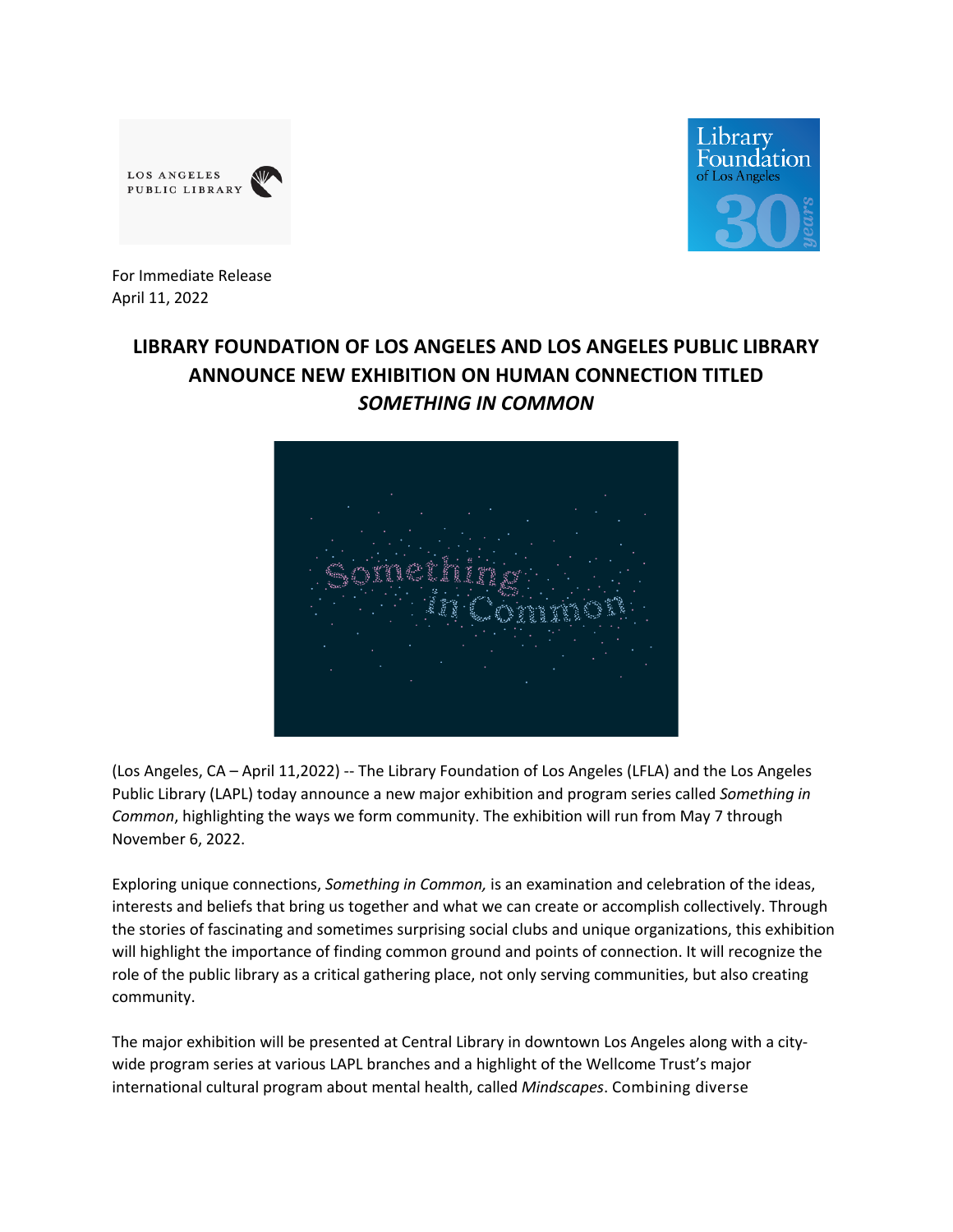For Immediate Release
April 11, 2022

# LIBRARY FOUNDATION OF LOS ANGELES AND LOS ANGELES PUBLIC LIBRARY ANNOUNCE NEW EXHIBITION ON HUMAN CONNECTION TITLED *SOMETHING IN COMMON*

(Los Angeles, CA – April 11,2022) -- The Library Foundation of Los Angeles (LFLA) and the Los Angeles Public Library (LAPL) today announce a new major exhibition and program series called *Something in Common*, highlighting the ways we form community. The exhibition will run from May 7 through November 6, 2022.

Exploring unique connections, *Something in Common,* is an examination and celebration of the ideas, interests and beliefs that bring us together and what we can create or accomplish collectively. Through the stories of fascinating and sometimes surprising social clubs and unique organizations, this exhibition will highlight the importance of finding common ground and points of connection. It will recognize the role of the public library as a critical gathering place, not only serving communities, but also creating community.

The major exhibition will be presented at Central Library in downtown Los Angeles along with a city-wide program series at various LAPL branches and a highlight of the Wellcome Trust's major international cultural program about mental health, called *Mindscapes*. Combining diverse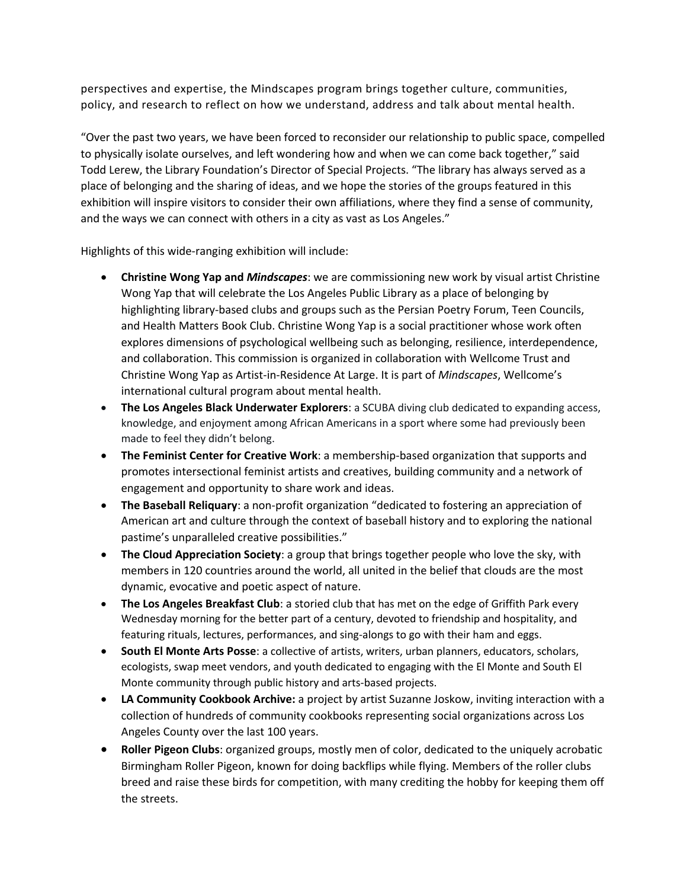perspectives and expertise, the Mindscapes program brings together culture, communities, policy, and research to reflect on how we understand, address and talk about mental health.

"Over the past two years, we have been forced to reconsider our relationship to public space, compelled to physically isolate ourselves, and left wondering how and when we can come back together," said Todd Lerew, the Library Foundation's Director of Special Projects. "The library has always served as a place of belonging and the sharing of ideas, and we hope the stories of the groups featured in this exhibition will inspire visitors to consider their own affiliations, where they find a sense of community, and the ways we can connect with others in a city as vast as Los Angeles."

Highlights of this wide-ranging exhibition will include:

- **Christine Wong Yap and *Mindscapes***: we are commissioning new work by visual artist Christine Wong Yap that will celebrate the Los Angeles Public Library as a place of belonging by highlighting library-based clubs and groups such as the Persian Poetry Forum, Teen Councils, and Health Matters Book Club. Christine Wong Yap is a social practitioner whose work often explores dimensions of psychological wellbeing such as belonging, resilience, interdependence, and collaboration. This commission is organized in collaboration with Wellcome Trust and Christine Wong Yap as Artist-in-Residence At Large. It is part of *Mindscapes*, Wellcome's international cultural program about mental health.
- **The Los Angeles Black Underwater Explorers**: a SCUBA diving club dedicated to expanding access, knowledge, and enjoyment among African Americans in a sport where some had previously been made to feel they didn't belong.
- **The Feminist Center for Creative Work**: a membership-based organization that supports and promotes intersectional feminist artists and creatives, building community and a network of engagement and opportunity to share work and ideas.
- **The Baseball Reliquary**: a non-profit organization "dedicated to fostering an appreciation of American art and culture through the context of baseball history and to exploring the national pastime's unparalleled creative possibilities."
- **The Cloud Appreciation Society**: a group that brings together people who love the sky, with members in 120 countries around the world, all united in the belief that clouds are the most dynamic, evocative and poetic aspect of nature.
- **The Los Angeles Breakfast Club**: a storied club that has met on the edge of Griffith Park every Wednesday morning for the better part of a century, devoted to friendship and hospitality, and featuring rituals, lectures, performances, and sing-alongs to go with their ham and eggs.
- **South El Monte Arts Posse**: a collective of artists, writers, urban planners, educators, scholars, ecologists, swap meet vendors, and youth dedicated to engaging with the El Monte and South El Monte community through public history and arts-based projects.
- **LA Community Cookbook Archive:** a project by artist Suzanne Joskow, inviting interaction with a collection of hundreds of community cookbooks representing social organizations across Los Angeles County over the last 100 years.
- **Roller Pigeon Clubs**: organized groups, mostly men of color, dedicated to the uniquely acrobatic Birmingham Roller Pigeon, known for doing backflips while flying. Members of the roller clubs breed and raise these birds for competition, with many crediting the hobby for keeping them off the streets.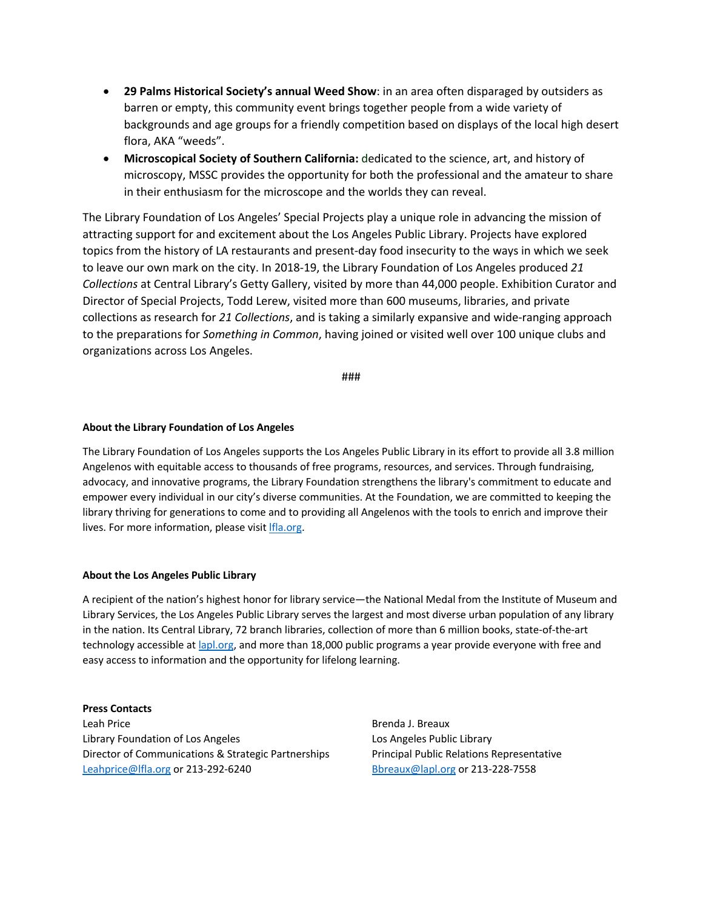- **29 Palms Historical Society's annual Weed Show**: in an area often disparaged by outsiders as barren or empty, this community event brings together people from a wide variety of backgrounds and age groups for a friendly competition based on displays of the local high desert flora, AKA "weeds".
- **Microscopical Society of Southern California:** dedicated to the science, art, and history of microscopy, MSSC provides the opportunity for both the professional and the amateur to share in their enthusiasm for the microscope and the worlds they can reveal.

The Library Foundation of Los Angeles' Special Projects play a unique role in advancing the mission of attracting support for and excitement about the Los Angeles Public Library. Projects have explored topics from the history of LA restaurants and present-day food insecurity to the ways in which we seek to leave our own mark on the city. In 2018-19, the Library Foundation of Los Angeles produced *21 Collections* at Central Library's Getty Gallery, visited by more than 44,000 people. Exhibition Curator and Director of Special Projects, Todd Lerew, visited more than 600 museums, libraries, and private collections as research for *21 Collections*, and is taking a similarly expansive and wide-ranging approach to the preparations for *Something in Common*, having joined or visited well over 100 unique clubs and organizations across Los Angeles.

###

**About the Library Foundation of Los Angeles**

The Library Foundation of Los Angeles supports the Los Angeles Public Library in its effort to provide all 3.8 million Angelenos with equitable access to thousands of free programs, resources, and services. Through fundraising, advocacy, and innovative programs, the Library Foundation strengthens the library's commitment to educate and empower every individual in our city's diverse communities. At the Foundation, we are committed to keeping the library thriving for generations to come and to providing all Angelenos with the tools to enrich and improve their lives. For more information, please visit lfla.org.

**About the Los Angeles Public Library**

A recipient of the nation's highest honor for library service—the National Medal from the Institute of Museum and Library Services, the Los Angeles Public Library serves the largest and most diverse urban population of any library in the nation. Its Central Library, 72 branch libraries, collection of more than 6 million books, state-of-the-art technology accessible at lapl.org, and more than 18,000 public programs a year provide everyone with free and easy access to information and the opportunity for lifelong learning.

**Press Contacts**

Leah Price
Library Foundation of Los Angeles
Director of Communications & Strategic Partnerships
Leahprice@lfla.org or 213-292-6240

Brenda J. Breaux
Los Angeles Public Library
Principal Public Relations Representative
Bbreaux@lapl.org or 213-228-7558